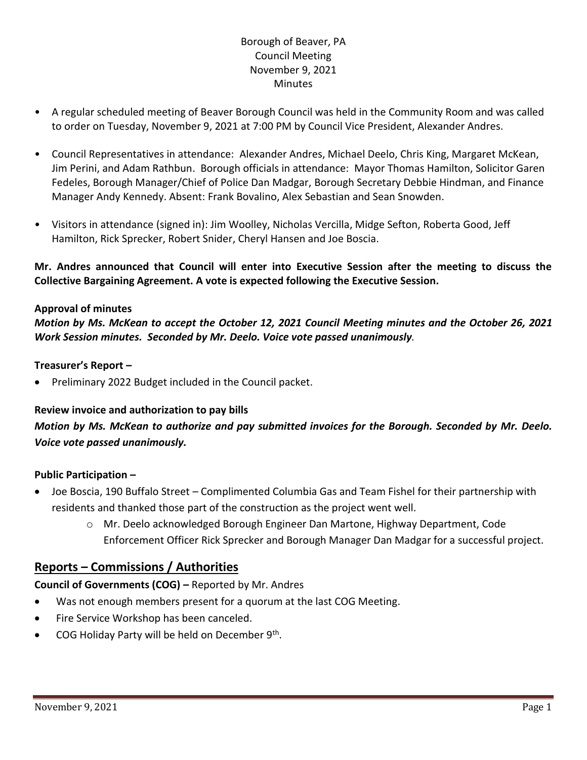# Borough of Beaver, PA
## Council Meeting
## November 9, 2021
## Minutes

- A regular scheduled meeting of Beaver Borough Council was held in the Community Room and was called to order on Tuesday, November 9, 2021 at 7:00 PM by Council Vice President, Alexander Andres.
- Council Representatives in attendance: Alexander Andres, Michael Deelo, Chris King, Margaret McKean, Jim Perini, and Adam Rathbun. Borough officials in attendance: Mayor Thomas Hamilton, Solicitor Garen Fedeles, Borough Manager/Chief of Police Dan Madgar, Borough Secretary Debbie Hindman, and Finance Manager Andy Kennedy. Absent: Frank Bovalino, Alex Sebastian and Sean Snowden.
- Visitors in attendance (signed in): Jim Woolley, Nicholas Vercilla, Midge Sefton, Roberta Good, Jeff Hamilton, Rick Sprecker, Robert Snider, Cheryl Hansen and Joe Boscia.

**Mr. Andres announced that Council will enter into Executive Session after the meeting to discuss the Collective Bargaining Agreement. A vote is expected following the Executive Session.**

**Approval of minutes**

***Motion by Ms. McKean to accept the October 12, 2021 Council Meeting minutes and the October 26, 2021 Work Session minutes. Seconded by Mr. Deelo. Voice vote passed unanimously.***

**Treasurer's Report –**

- Preliminary 2022 Budget included in the Council packet.

**Review invoice and authorization to pay bills**

***Motion by Ms. McKean to authorize and pay submitted invoices for the Borough. Seconded by Mr. Deelo. Voice vote passed unanimously.***

**Public Participation –**

- Joe Boscia, 190 Buffalo Street – Complimented Columbia Gas and Team Fishel for their partnership with residents and thanked those part of the construction as the project went well.
  - Mr. Deelo acknowledged Borough Engineer Dan Martone, Highway Department, Code Enforcement Officer Rick Sprecker and Borough Manager Dan Madgar for a successful project.

## Reports – Commissions / Authorities

**Council of Governments (COG) –** Reported by Mr. Andres

- Was not enough members present for a quorum at the last COG Meeting.
- Fire Service Workshop has been canceled.
- COG Holiday Party will be held on December 9th.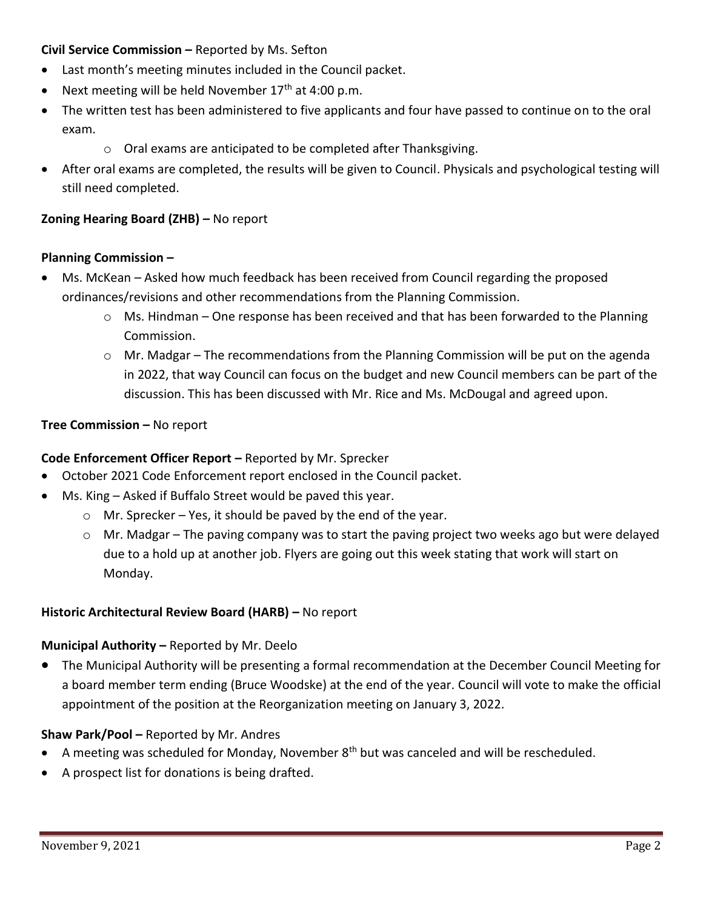**Civil Service Commission –** Reported by Ms. Sefton

- Last month's meeting minutes included in the Council packet.
- Next meeting will be held November 17th at 4:00 p.m.
- The written test has been administered to five applicants and four have passed to continue on to the oral exam.
    - Oral exams are anticipated to be completed after Thanksgiving.
- After oral exams are completed, the results will be given to Council. Physicals and psychological testing will still need completed.

**Zoning Hearing Board (ZHB) –** No report

**Planning Commission –**

- Ms. McKean – Asked how much feedback has been received from Council regarding the proposed ordinances/revisions and other recommendations from the Planning Commission.
    - Ms. Hindman – One response has been received and that has been forwarded to the Planning Commission.
    - Mr. Madgar – The recommendations from the Planning Commission will be put on the agenda in 2022, that way Council can focus on the budget and new Council members can be part of the discussion. This has been discussed with Mr. Rice and Ms. McDougal and agreed upon.

**Tree Commission –** No report

**Code Enforcement Officer Report –** Reported by Mr. Sprecker

- October 2021 Code Enforcement report enclosed in the Council packet.
- Ms. King – Asked if Buffalo Street would be paved this year.
    - Mr. Sprecker – Yes, it should be paved by the end of the year.
    - Mr. Madgar – The paving company was to start the paving project two weeks ago but were delayed due to a hold up at another job. Flyers are going out this week stating that work will start on Monday.

**Historic Architectural Review Board (HARB) –** No report

**Municipal Authority –** Reported by Mr. Deelo

- The Municipal Authority will be presenting a formal recommendation at the December Council Meeting for a board member term ending (Bruce Woodske) at the end of the year. Council will vote to make the official appointment of the position at the Reorganization meeting on January 3, 2022.

**Shaw Park/Pool –** Reported by Mr. Andres

- A meeting was scheduled for Monday, November 8th but was canceled and will be rescheduled.
- A prospect list for donations is being drafted.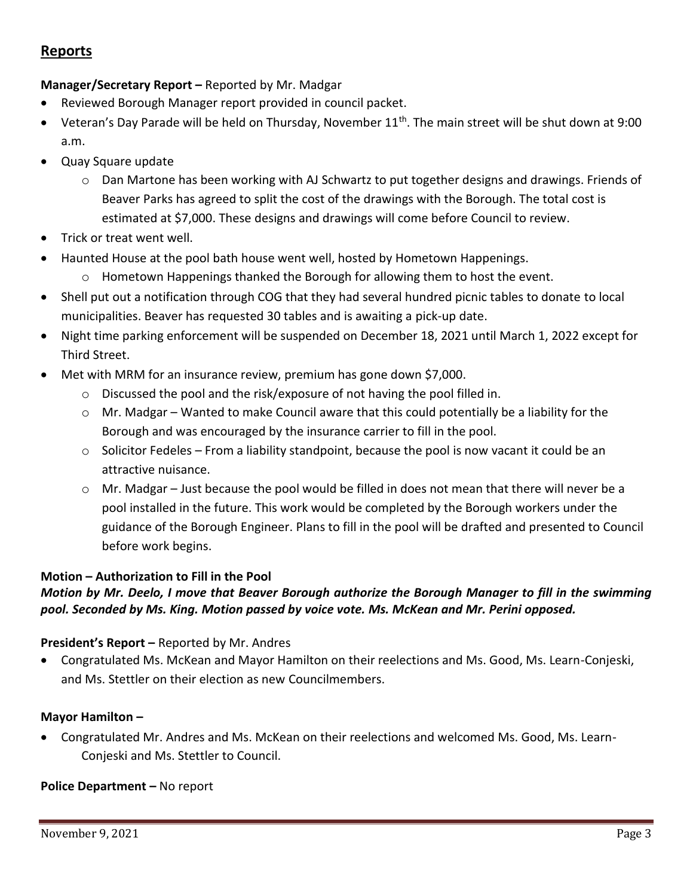## Reports

**Manager/Secretary Report –** Reported by Mr. Madgar

- Reviewed Borough Manager report provided in council packet.
- Veteran's Day Parade will be held on Thursday, November 11th. The main street will be shut down at 9:00 a.m.
- Quay Square update
    - Dan Martone has been working with AJ Schwartz to put together designs and drawings. Friends of Beaver Parks has agreed to split the cost of the drawings with the Borough. The total cost is estimated at $7,000. These designs and drawings will come before Council to review.
- Trick or treat went well.
- Haunted House at the pool bath house went well, hosted by Hometown Happenings.
    - Hometown Happenings thanked the Borough for allowing them to host the event.
- Shell put out a notification through COG that they had several hundred picnic tables to donate to local municipalities. Beaver has requested 30 tables and is awaiting a pick-up date.
- Night time parking enforcement will be suspended on December 18, 2021 until March 1, 2022 except for Third Street.
- Met with MRM for an insurance review, premium has gone down $7,000.
    - Discussed the pool and the risk/exposure of not having the pool filled in.
    - Mr. Madgar – Wanted to make Council aware that this could potentially be a liability for the Borough and was encouraged by the insurance carrier to fill in the pool.
    - Solicitor Fedeles – From a liability standpoint, because the pool is now vacant it could be an attractive nuisance.
    - Mr. Madgar – Just because the pool would be filled in does not mean that there will never be a pool installed in the future. This work would be completed by the Borough workers under the guidance of the Borough Engineer. Plans to fill in the pool will be drafted and presented to Council before work begins.

**Motion – Authorization to Fill in the Pool**

***Motion by Mr. Deelo, I move that Beaver Borough authorize the Borough Manager to fill in the swimming pool. Seconded by Ms. King. Motion passed by voice vote. Ms. McKean and Mr. Perini opposed.***

**President's Report –** Reported by Mr. Andres

- Congratulated Ms. McKean and Mayor Hamilton on their reelections and Ms. Good, Ms. Learn-Conjeski, and Ms. Stettler on their election as new Councilmembers.

**Mayor Hamilton –**

- Congratulated Mr. Andres and Ms. McKean on their reelections and welcomed Ms. Good, Ms. Learn-Conjeski and Ms. Stettler to Council.

**Police Department –** No report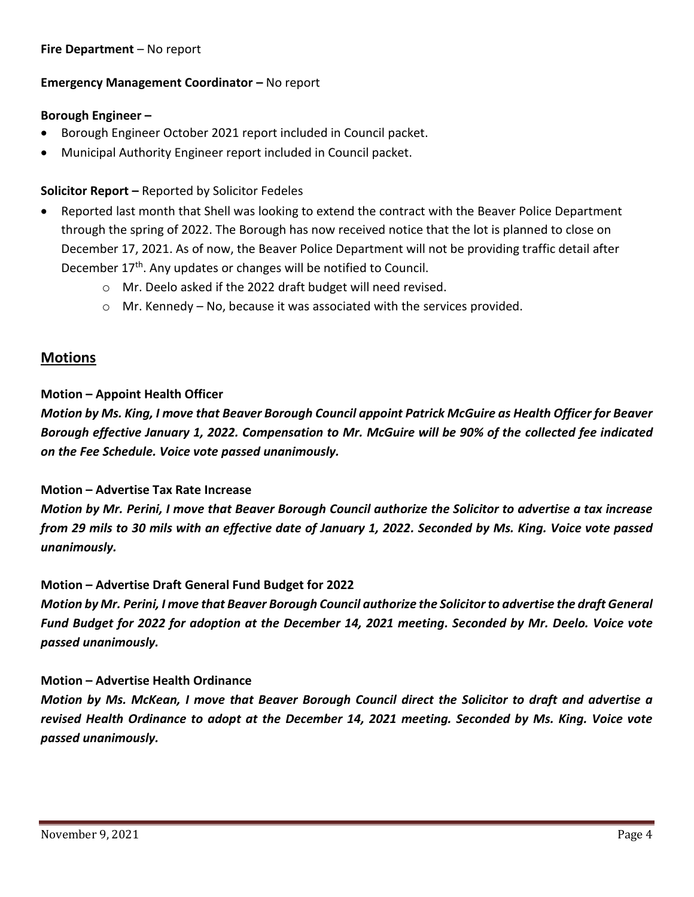**Fire Department** – No report

**Emergency Management Coordinator –** No report

**Borough Engineer –**

- Borough Engineer October 2021 report included in Council packet.
- Municipal Authority Engineer report included in Council packet.

**Solicitor Report –** Reported by Solicitor Fedeles

- Reported last month that Shell was looking to extend the contract with the Beaver Police Department through the spring of 2022. The Borough has now received notice that the lot is planned to close on December 17, 2021. As of now, the Beaver Police Department will not be providing traffic detail after December 17th. Any updates or changes will be notified to Council.
    - Mr. Deelo asked if the 2022 draft budget will need revised.
    - Mr. Kennedy – No, because it was associated with the services provided.

## Motions

**Motion – Appoint Health Officer**

***Motion by Ms. King, I move that Beaver Borough Council appoint Patrick McGuire as Health Officer for Beaver Borough effective January 1, 2022. Compensation to Mr. McGuire will be 90% of the collected fee indicated on the Fee Schedule. Voice vote passed unanimously.***

**Motion – Advertise Tax Rate Increase**

***Motion by Mr. Perini, I move that Beaver Borough Council authorize the Solicitor to advertise a tax increase from 29 mils to 30 mils with an effective date of January 1, 2022. Seconded by Ms. King. Voice vote passed unanimously.***

**Motion – Advertise Draft General Fund Budget for 2022**

***Motion by Mr. Perini, I move that Beaver Borough Council authorize the Solicitor to advertise the draft General Fund Budget for 2022 for adoption at the December 14, 2021 meeting. Seconded by Mr. Deelo. Voice vote passed unanimously.***

**Motion – Advertise Health Ordinance**

***Motion by Ms. McKean, I move that Beaver Borough Council direct the Solicitor to draft and advertise a revised Health Ordinance to adopt at the December 14, 2021 meeting. Seconded by Ms. King. Voice vote passed unanimously.***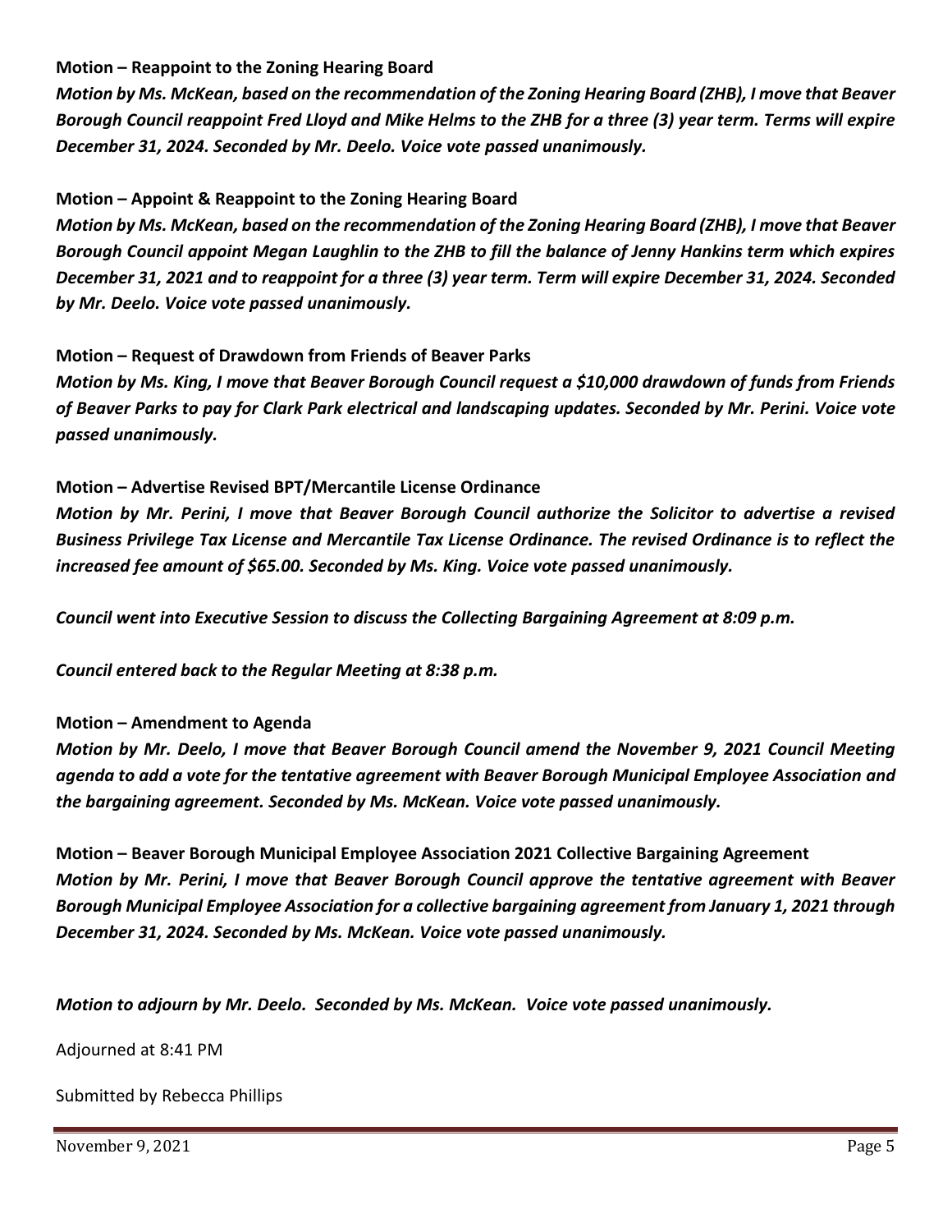**Motion – Reappoint to the Zoning Hearing Board**

***Motion by Ms. McKean, based on the recommendation of the Zoning Hearing Board (ZHB), I move that Beaver Borough Council reappoint Fred Lloyd and Mike Helms to the ZHB for a three (3) year term. Terms will expire December 31, 2024. Seconded by Mr. Deelo. Voice vote passed unanimously.***

**Motion – Appoint & Reappoint to the Zoning Hearing Board**

***Motion by Ms. McKean, based on the recommendation of the Zoning Hearing Board (ZHB), I move that Beaver Borough Council appoint Megan Laughlin to the ZHB to fill the balance of Jenny Hankins term which expires December 31, 2021 and to reappoint for a three (3) year term. Term will expire December 31, 2024. Seconded by Mr. Deelo. Voice vote passed unanimously.***

**Motion – Request of Drawdown from Friends of Beaver Parks**

***Motion by Ms. King, I move that Beaver Borough Council request a $10,000 drawdown of funds from Friends of Beaver Parks to pay for Clark Park electrical and landscaping updates. Seconded by Mr. Perini. Voice vote passed unanimously.***

**Motion – Advertise Revised BPT/Mercantile License Ordinance**

***Motion by Mr. Perini, I move that Beaver Borough Council authorize the Solicitor to advertise a revised Business Privilege Tax License and Mercantile Tax License Ordinance. The revised Ordinance is to reflect the increased fee amount of $65.00. Seconded by Ms. King. Voice vote passed unanimously.***

***Council went into Executive Session to discuss the Collecting Bargaining Agreement at 8:09 p.m.***

***Council entered back to the Regular Meeting at 8:38 p.m.***

**Motion – Amendment to Agenda**

***Motion by Mr. Deelo, I move that Beaver Borough Council amend the November 9, 2021 Council Meeting agenda to add a vote for the tentative agreement with Beaver Borough Municipal Employee Association and the bargaining agreement. Seconded by Ms. McKean. Voice vote passed unanimously.***

**Motion – Beaver Borough Municipal Employee Association 2021 Collective Bargaining Agreement**

***Motion by Mr. Perini, I move that Beaver Borough Council approve the tentative agreement with Beaver Borough Municipal Employee Association for a collective bargaining agreement from January 1, 2021 through December 31, 2024. Seconded by Ms. McKean. Voice vote passed unanimously.***

***Motion to adjourn by Mr. Deelo. Seconded by Ms. McKean. Voice vote passed unanimously.***

Adjourned at 8:41 PM

Submitted by Rebecca Phillips